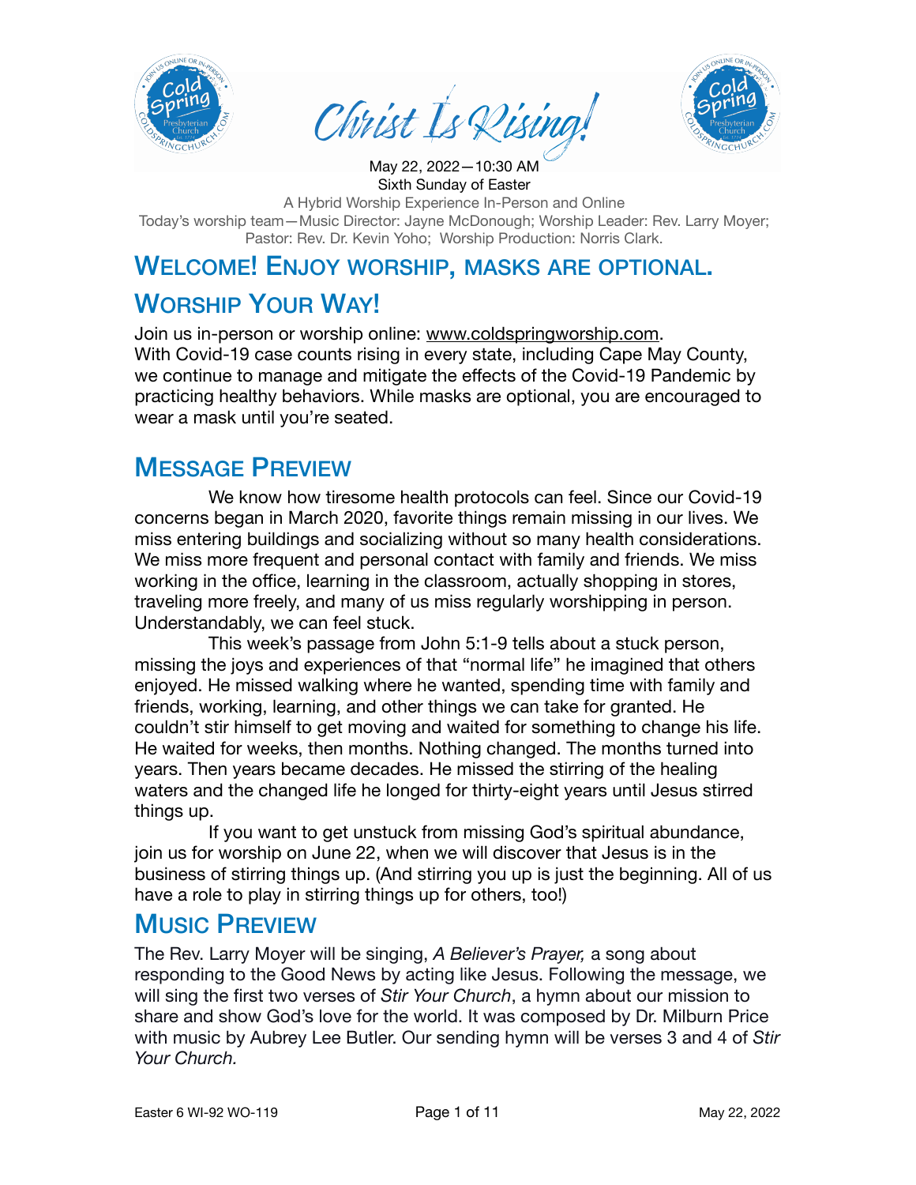# Christ Is Rising!

May 22, 2022—10:30 AM
Sixth Sunday of Easter

A Hybrid Worship Experience In-Person and Online

Today's worship team—Music Director: Jayne McDonough; Worship Leader: Rev. Larry Moyer; Pastor: Rev. Dr. Kevin Yoho; Worship Production: Norris Clark.

## Welcome! Enjoy worship, masks are optional.

## Worship Your Way!

Join us in-person or worship online: www.coldspringworship.com.
With Covid-19 case counts rising in every state, including Cape May County, we continue to manage and mitigate the effects of the Covid-19 Pandemic by practicing healthy behaviors. While masks are optional, you are encouraged to wear a mask until you're seated.

## Message Preview

We know how tiresome health protocols can feel. Since our Covid-19 concerns began in March 2020, favorite things remain missing in our lives. We miss entering buildings and socializing without so many health considerations. We miss more frequent and personal contact with family and friends. We miss working in the office, learning in the classroom, actually shopping in stores, traveling more freely, and many of us miss regularly worshipping in person. Understandably, we can feel stuck.

This week's passage from John 5:1-9 tells about a stuck person, missing the joys and experiences of that "normal life" he imagined that others enjoyed. He missed walking where he wanted, spending time with family and friends, working, learning, and other things we can take for granted. He couldn't stir himself to get moving and waited for something to change his life. He waited for weeks, then months. Nothing changed. The months turned into years. Then years became decades. He missed the stirring of the healing waters and the changed life he longed for thirty-eight years until Jesus stirred things up.

If you want to get unstuck from missing God's spiritual abundance, join us for worship on June 22, when we will discover that Jesus is in the business of stirring things up. (And stirring you up is just the beginning. All of us have a role to play in stirring things up for others, too!)

## Music Preview

The Rev. Larry Moyer will be singing, *A Believer's Prayer,* a song about responding to the Good News by acting like Jesus. Following the message, we will sing the first two verses of *Stir Your Church*, a hymn about our mission to share and show God's love for the world. It was composed by Dr. Milburn Price with music by Aubrey Lee Butler. Our sending hymn will be verses 3 and 4 of *Stir Your Church.*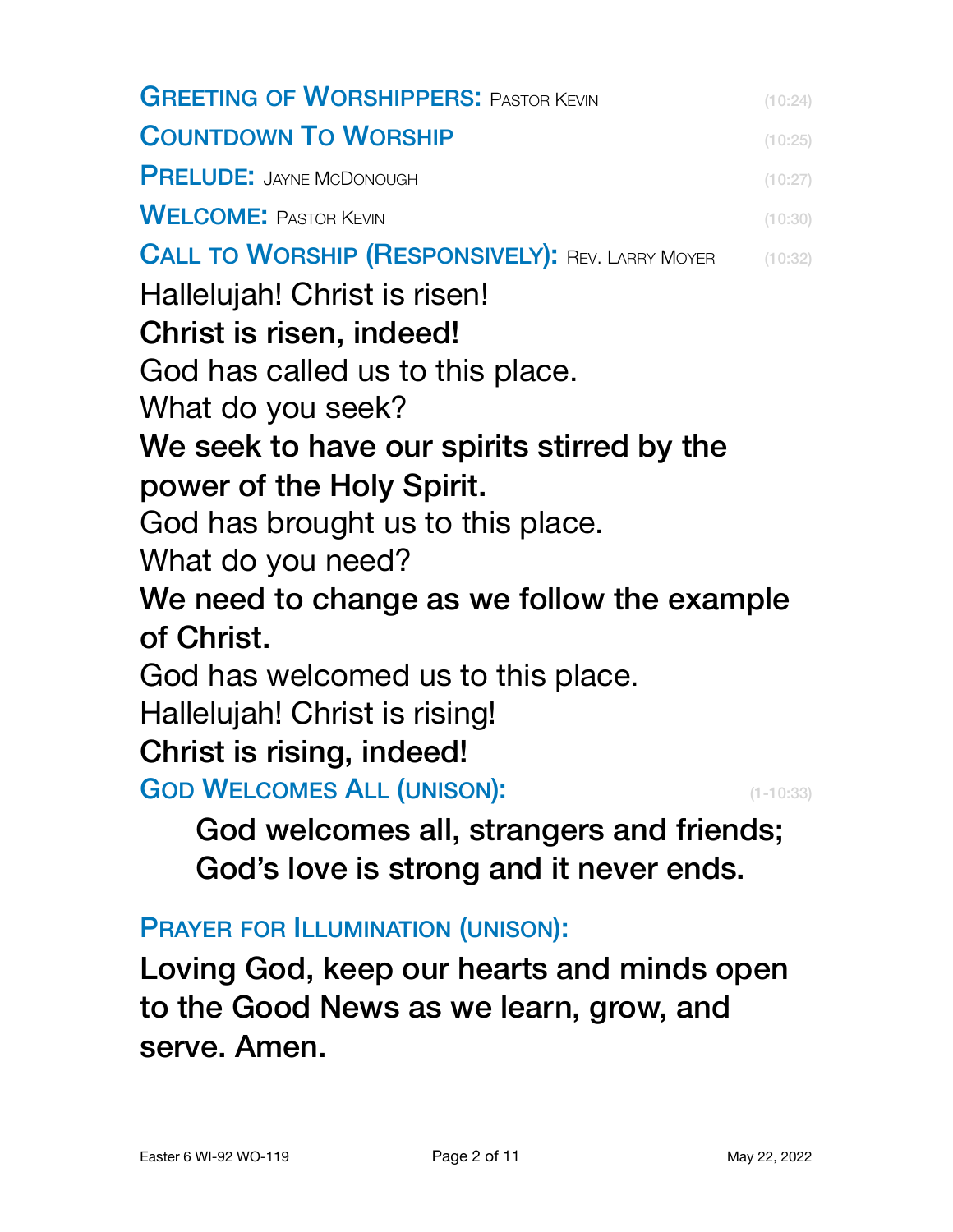**GREETING OF WORSHIPPERS:** PASTOR KEVIN (10:24)

**COUNTDOWN TO WORSHIP** (10:25)

**PRELUDE:** JAYNE MCDONOUGH (10:27)

**WELCOME:** PASTOR KEVIN (10:30)

**CALL TO WORSHIP (RESPONSIVELY):** REV. LARRY MOYER (10:32)

Hallelujah! Christ is risen!

**Christ is risen, indeed!**

God has called us to this place.

What do you seek?

**We seek to have our spirits stirred by the power of the Holy Spirit.**

God has brought us to this place.

What do you need?

**We need to change as we follow the example of Christ.**

God has welcomed us to this place.

Hallelujah! Christ is rising!

**Christ is rising, indeed!**

**GOD WELCOMES ALL (UNISON):** (1-10:33)

> **God welcomes all, strangers and friends;**
> **God's love is strong and it never ends.**

**PRAYER FOR ILLUMINATION (UNISON):**

**Loving God, keep our hearts and minds open to the Good News as we learn, grow, and serve. Amen.**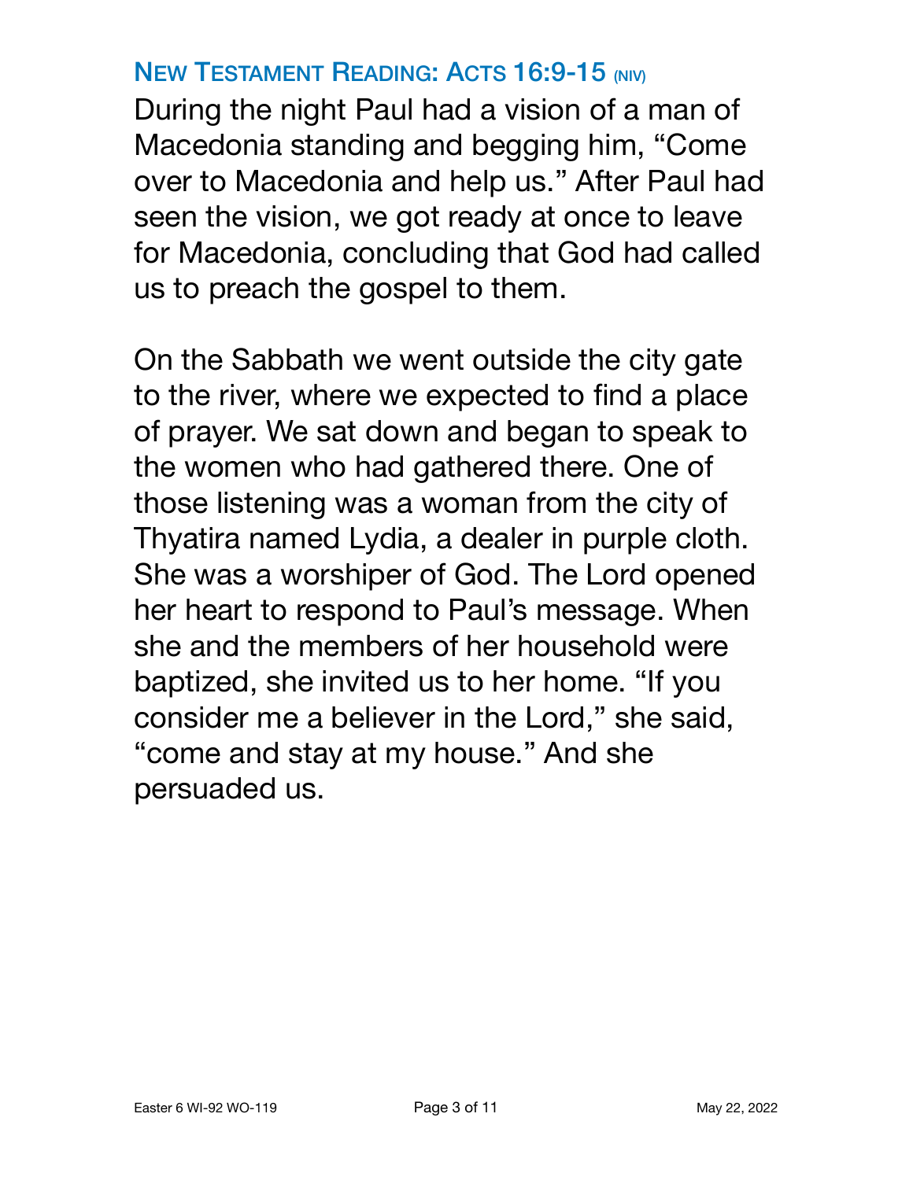## NEW TESTAMENT READING: ACTS 16:9-15 (NIV)

During the night Paul had a vision of a man of Macedonia standing and begging him, “Come over to Macedonia and help us.” After Paul had seen the vision, we got ready at once to leave for Macedonia, concluding that God had called us to preach the gospel to them.

On the Sabbath we went outside the city gate to the river, where we expected to find a place of prayer. We sat down and began to speak to the women who had gathered there. One of those listening was a woman from the city of Thyatira named Lydia, a dealer in purple cloth. She was a worshiper of God. The Lord opened her heart to respond to Paul’s message. When she and the members of her household were baptized, she invited us to her home. “If you consider me a believer in the Lord,” she said, “come and stay at my house.” And she persuaded us.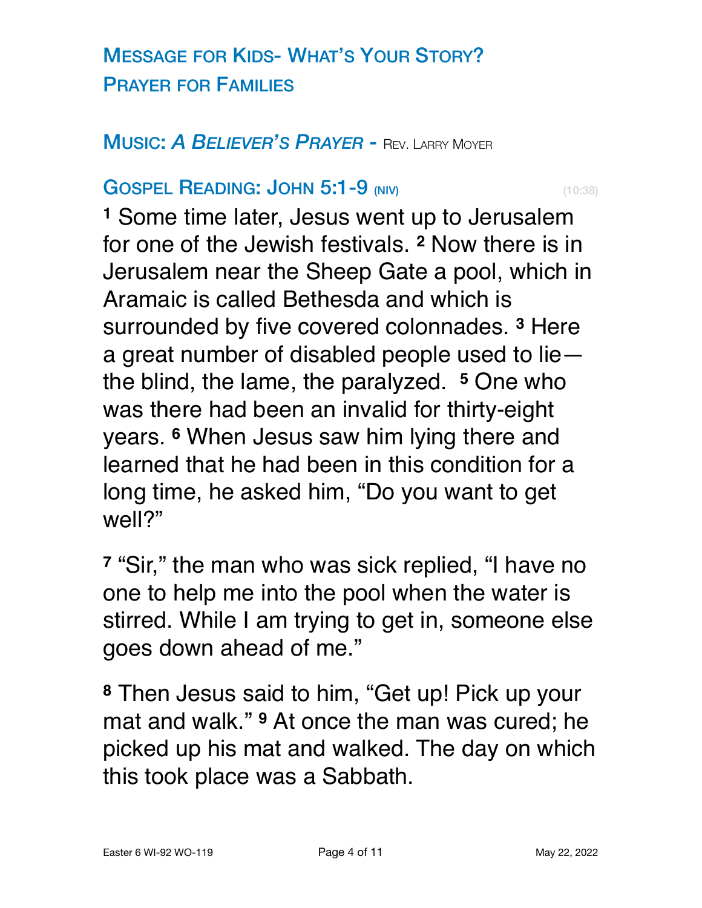## Message for Kids- What's Your Story?

## Prayer for Families

## Music: *A Believer's Prayer* - Rev. Larry Moyer

## Gospel Reading: John 5:1-9 (NIV) (10:38)

[1] Some time later, Jesus went up to Jerusalem for one of the Jewish festivals. [2] Now there is in Jerusalem near the Sheep Gate a pool, which in Aramaic is called Bethesda and which is surrounded by five covered colonnades. [3] Here a great number of disabled people used to lie—the blind, the lame, the paralyzed. [5] One who was there had been an invalid for thirty-eight years. [6] When Jesus saw him lying there and learned that he had been in this condition for a long time, he asked him, "Do you want to get well?"

[7] "Sir," the man who was sick replied, "I have no one to help me into the pool when the water is stirred. While I am trying to get in, someone else goes down ahead of me."

[8] Then Jesus said to him, "Get up! Pick up your mat and walk." [9] At once the man was cured; he picked up his mat and walked. The day on which this took place was a Sabbath.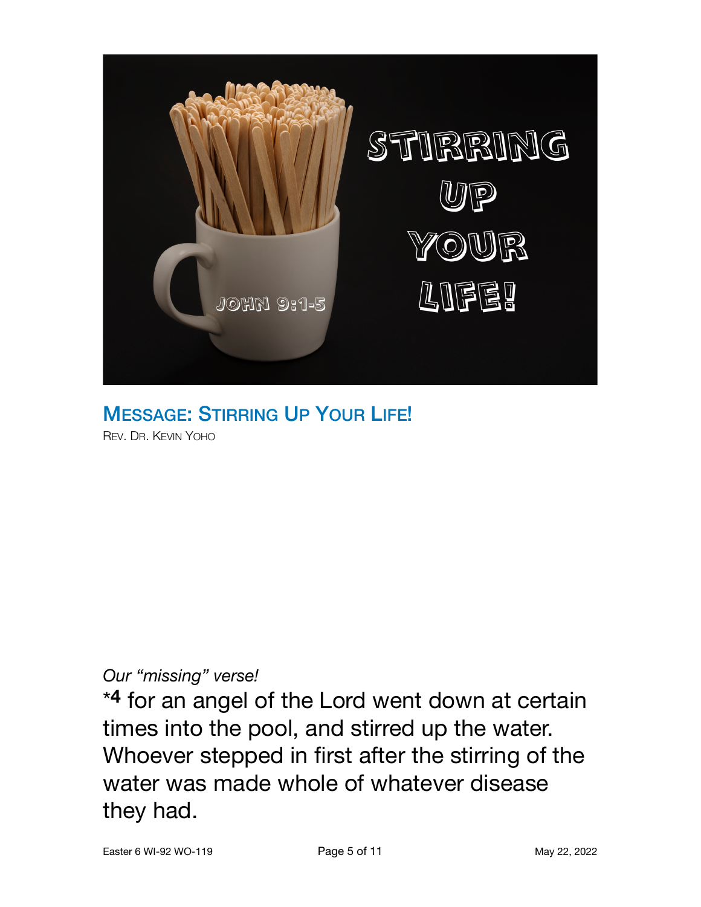## Message: Stirring Up Your Life!

Rev. Dr. Kevin Yoho

*Our "missing" verse!*

*4 for an angel of the Lord went down at certain times into the pool, and stirred up the water. Whoever stepped in first after the stirring of the water was made whole of whatever disease they had.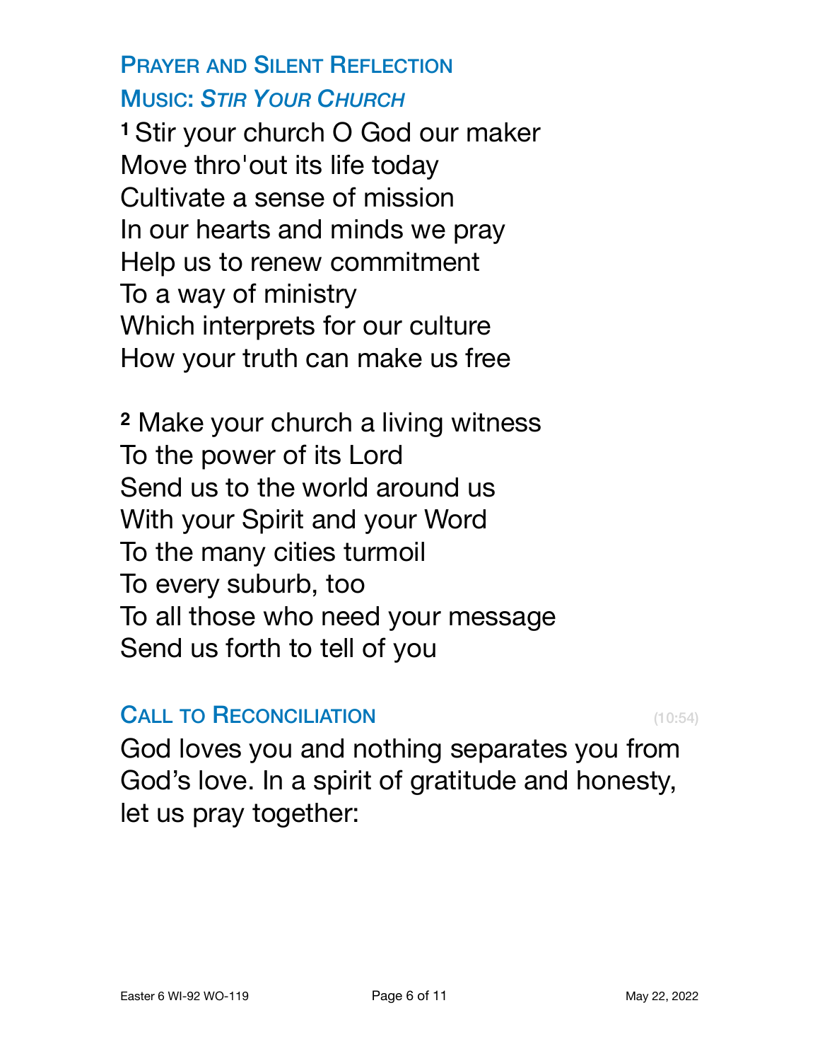## Prayer and Silent Reflection

## Music: *Stir Your Church*

[1] Stir your church O God our maker
Move thro'out its life today
Cultivate a sense of mission
In our hearts and minds we pray
Help us to renew commitment
To a way of ministry
Which interprets for our culture
How your truth can make us free

[2] Make your church a living witness
To the power of its Lord
Send us to the world around us
With your Spirit and your Word
To the many cities turmoil
To every suburb, too
To all those who need your message
Send us forth to tell of you

## Call to Reconciliation (10:54)

God loves you and nothing separates you from God's love. In a spirit of gratitude and honesty, let us pray together: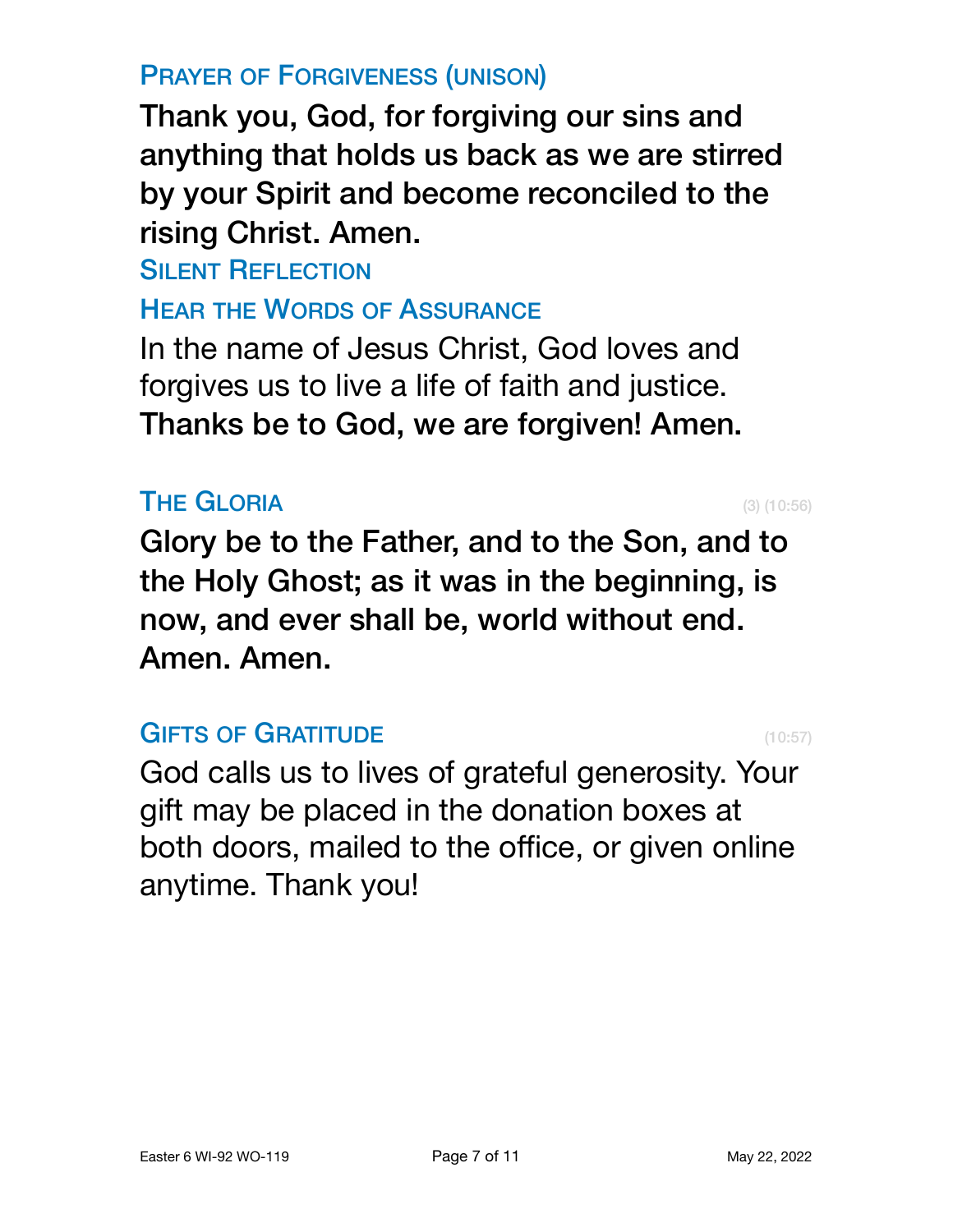## Prayer of Forgiveness (unison)

**Thank you, God, for forgiving our sins and anything that holds us back as we are stirred by your Spirit and become reconciled to the rising Christ. Amen.**

## Silent Reflection

## Hear the Words of Assurance

In the name of Jesus Christ, God loves and forgives us to live a life of faith and justice.
**Thanks be to God, we are forgiven! Amen.**

## The Gloria (3) (10:56)

**Glory be to the Father, and to the Son, and to the Holy Ghost; as it was in the beginning, is now, and ever shall be, world without end. Amen. Amen.**

## Gifts of Gratitude (10:57)

God calls us to lives of grateful generosity. Your gift may be placed in the donation boxes at both doors, mailed to the office, or given online anytime. Thank you!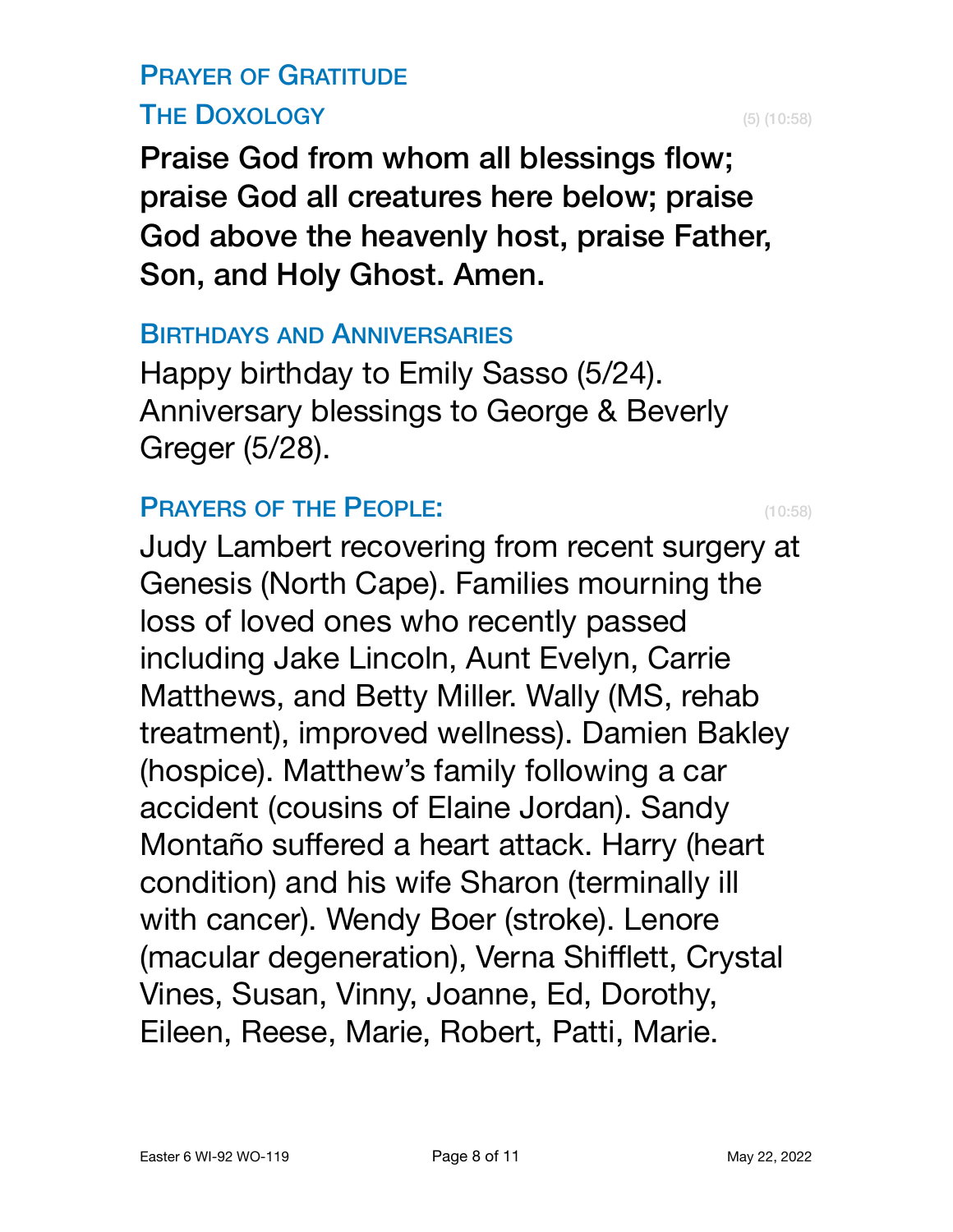## Prayer of Gratitude

## The Doxology (5) (10:58)

**Praise God from whom all blessings flow; praise God all creatures here below; praise God above the heavenly host, praise Father, Son, and Holy Ghost. Amen.**

## Birthdays and Anniversaries

Happy birthday to Emily Sasso (5/24). Anniversary blessings to George & Beverly Greger (5/28).

## Prayers of the People: (10:58)

Judy Lambert recovering from recent surgery at Genesis (North Cape). Families mourning the loss of loved ones who recently passed including Jake Lincoln, Aunt Evelyn, Carrie Matthews, and Betty Miller. Wally (MS, rehab treatment), improved wellness). Damien Bakley (hospice). Matthew's family following a car accident (cousins of Elaine Jordan). Sandy Montaño suffered a heart attack. Harry (heart condition) and his wife Sharon (terminally ill with cancer). Wendy Boer (stroke). Lenore (macular degeneration), Verna Shifflett, Crystal Vines, Susan, Vinny, Joanne, Ed, Dorothy, Eileen, Reese, Marie, Robert, Patti, Marie.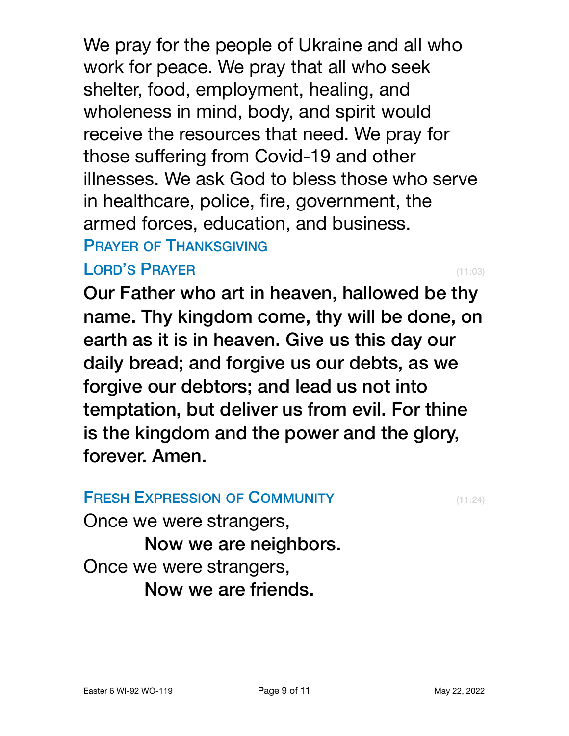We pray for the people of Ukraine and all who work for peace. We pray that all who seek shelter, food, employment, healing, and wholeness in mind, body, and spirit would receive the resources that need. We pray for those suffering from Covid-19 and other illnesses. We ask God to bless those who serve in healthcare, police, fire, government, the armed forces, education, and business.

## Prayer of Thanksgiving

## Lord's Prayer (11:03)

**Our Father who art in heaven, hallowed be thy name. Thy kingdom come, thy will be done, on earth as it is in heaven. Give us this day our daily bread; and forgive us our debts, as we forgive our debtors; and lead us not into temptation, but deliver us from evil. For thine is the kingdom and the power and the glory, forever. Amen.**

## Fresh Expression of Community (11:24)

Once we were strangers,

**Now we are neighbors.**

Once we were strangers,

**Now we are friends.**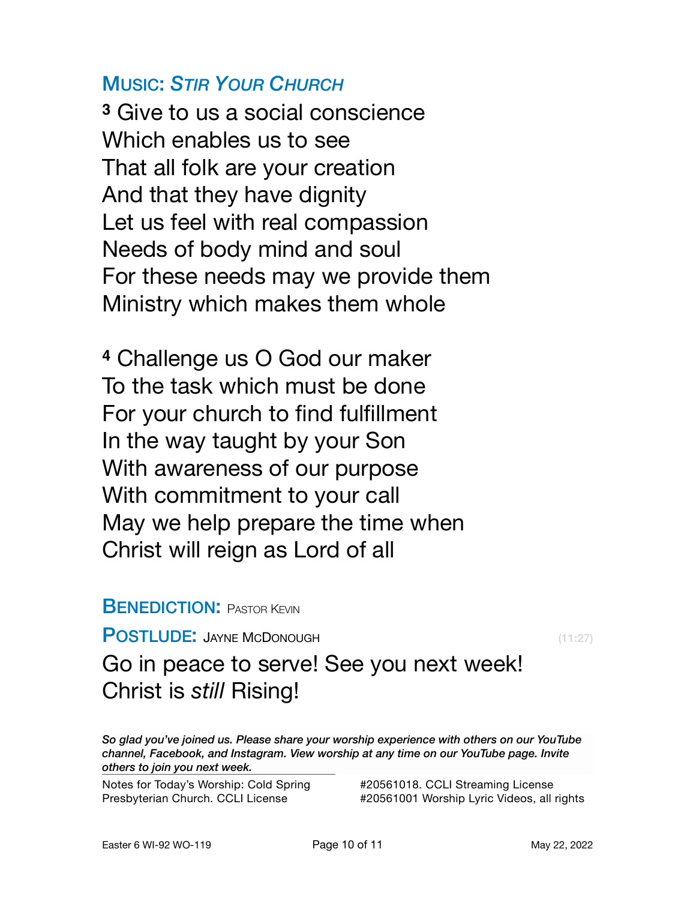## MUSIC: *STIR YOUR CHURCH*

**3** Give to us a social conscience
Which enables us to see
That all folk are your creation
And that they have dignity
Let us feel with real compassion
Needs of body mind and soul
For these needs may we provide them
Ministry which makes them whole

**4** Challenge us O God our maker
To the task which must be done
For your church to find fulfillment
In the way taught by your Son
With awareness of our purpose
With commitment to your call
May we help prepare the time when
Christ will reign as Lord of all

## BENEDICTION: PASTOR KEVIN

## POSTLUDE: JAYNE MCDONOUGH (11:27)

Go in peace to serve! See you next week!
Christ is *still* Rising!

***So glad you've joined us. Please share your worship experience with others on our YouTube channel, Facebook, and Instagram. View worship at any time on our YouTube page. Invite others to join you next week.***

Notes for Today's Worship: Cold Spring Presbyterian Church. CCLI License #20561018. CCLI Streaming License #20561001 Worship Lyric Videos, all rights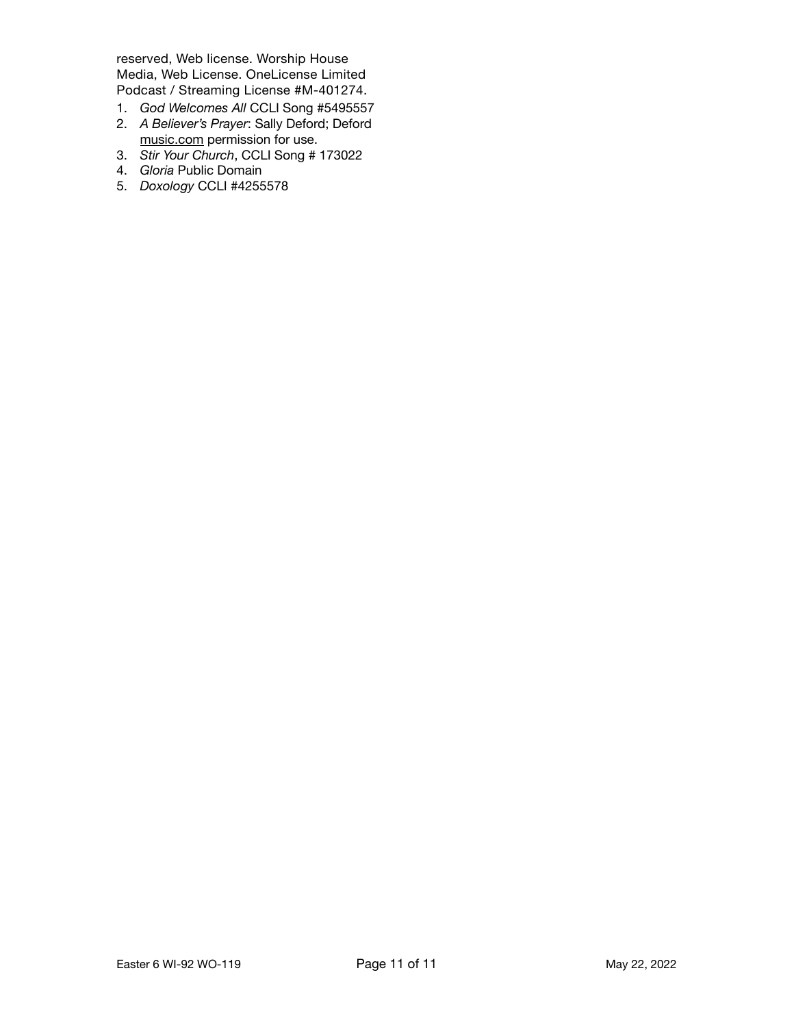reserved, Web license. Worship House Media, Web License. OneLicense Limited Podcast / Streaming License #M-401274.

1. *God Welcomes All* CCLI Song #5495557
2. *A Believer's Prayer*: Sally Deford; Deford music.com permission for use.
3. *Stir Your Church*, CCLI Song # 173022
4. *Gloria* Public Domain
5. *Doxology* CCLI #4255578